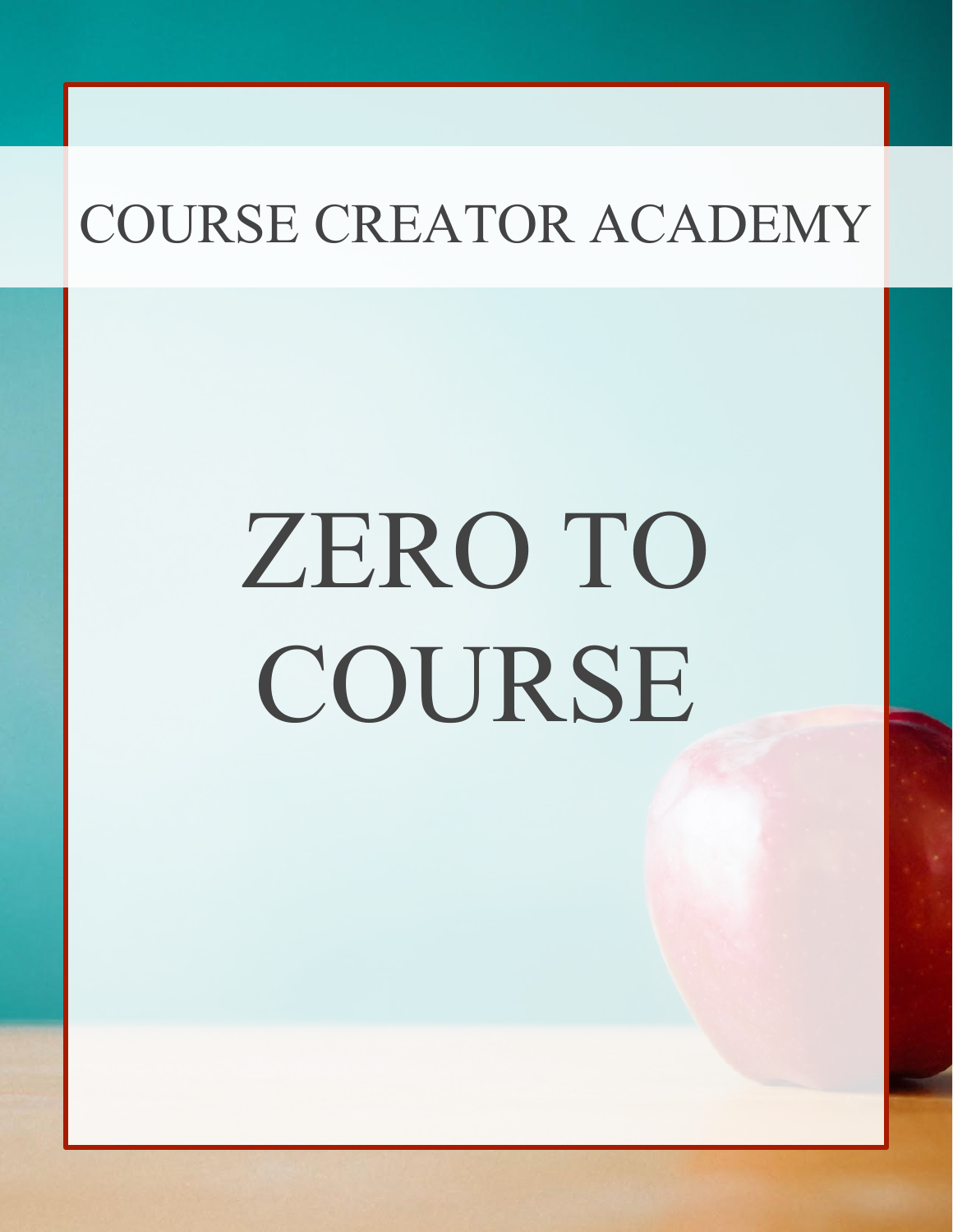COURSE CREATOR ACADEMY

# ZERO TO COURSE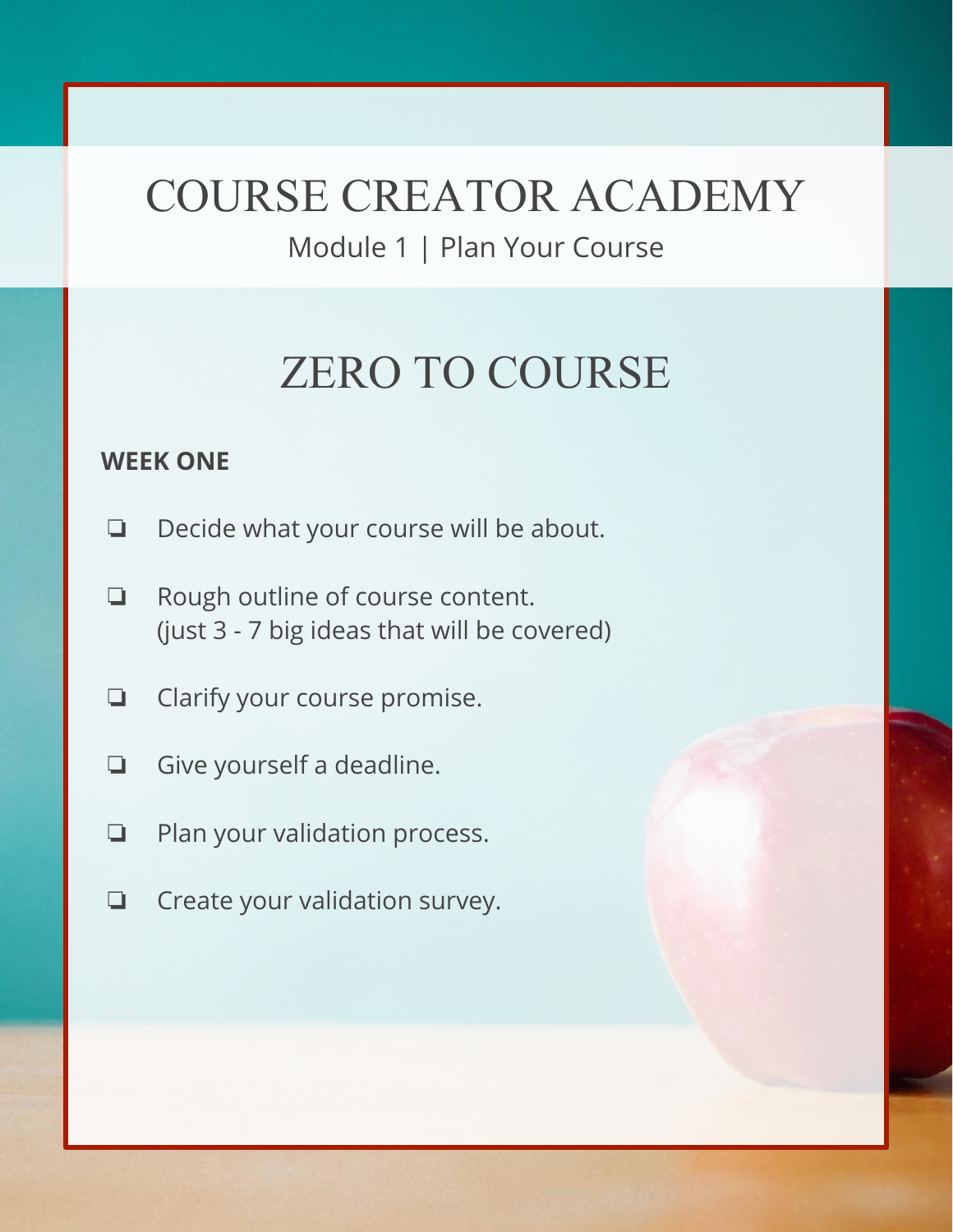# COURSE CREATOR ACADEMY

Module 1 | Plan Your Course

## ZERO TO COURSE

**WEEK ONE**

- ❏ Decide what your course will be about.
- ❏ Rough outline of course content.
  (just 3 - 7 big ideas that will be covered)
- ❏ Clarify your course promise.
- ❏ Give yourself a deadline.
- ❏ Plan your validation process.
- ❏ Create your validation survey.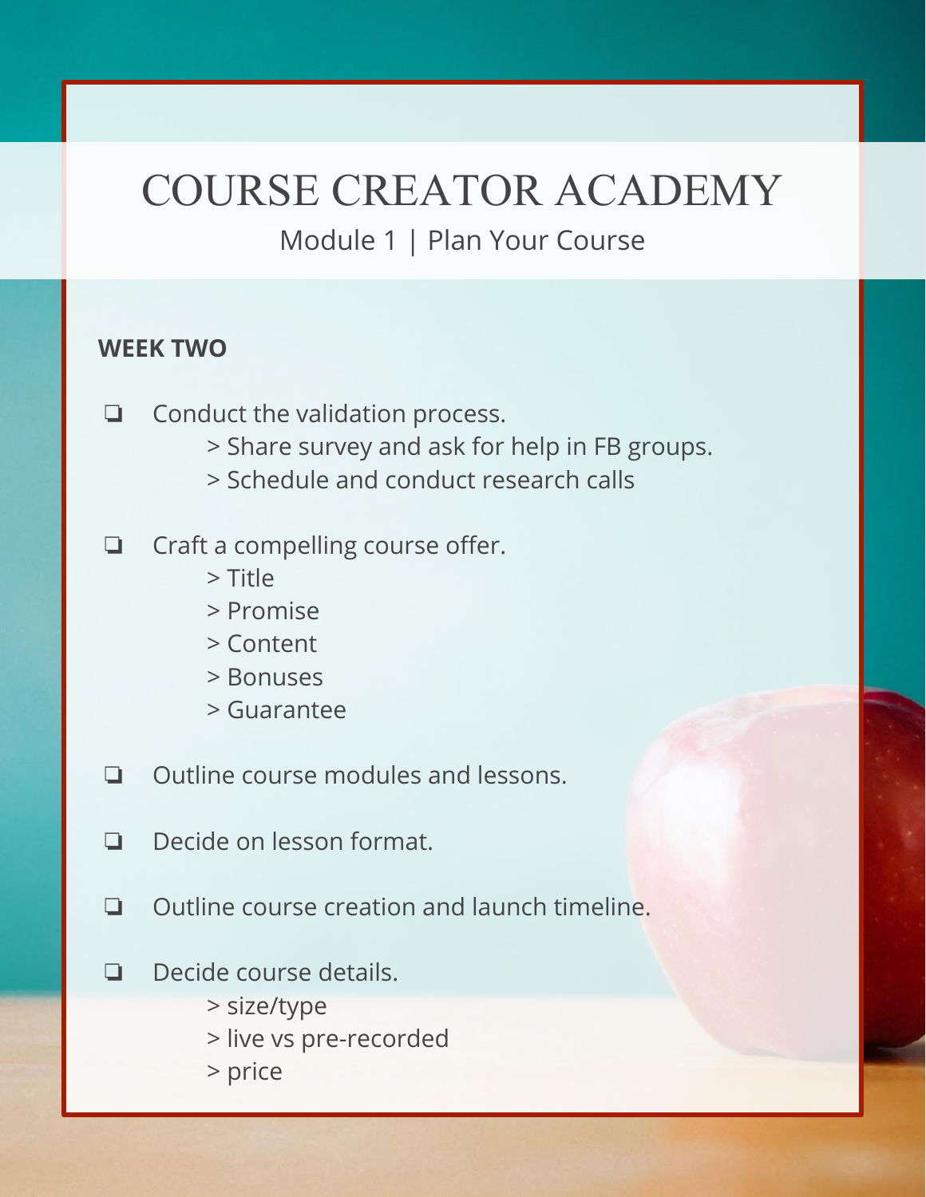# COURSE CREATOR ACADEMY

Module 1 | Plan Your Course

**WEEK TWO**

- ❏ Conduct the validation process.
  - > Share survey and ask for help in FB groups.
  - > Schedule and conduct research calls
- ❏ Craft a compelling course offer.
  - > Title
  - > Promise
  - > Content
  - > Bonuses
  - > Guarantee
- ❏ Outline course modules and lessons.
- ❏ Decide on lesson format.
- ❏ Outline course creation and launch timeline.
- ❏ Decide course details.
  - > size/type
  - > live vs pre-recorded
  - > price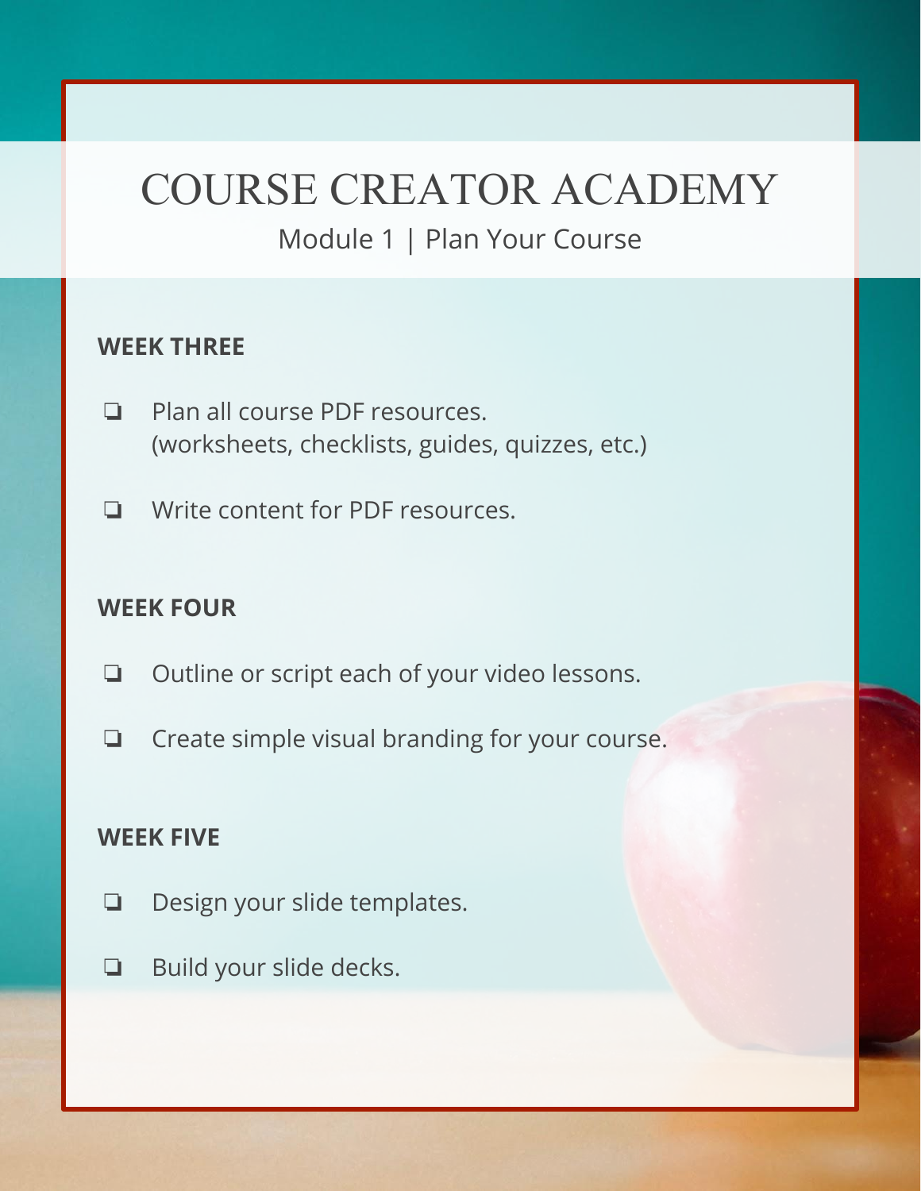# COURSE CREATOR ACADEMY

Module 1 | Plan Your Course

**WEEK THREE**

- ❏ Plan all course PDF resources.
  (worksheets, checklists, guides, quizzes, etc.)
- ❏ Write content for PDF resources.

**WEEK FOUR**

- ❏ Outline or script each of your video lessons.
- ❏ Create simple visual branding for your course.

**WEEK FIVE**

- ❏ Design your slide templates.
- ❏ Build your slide decks.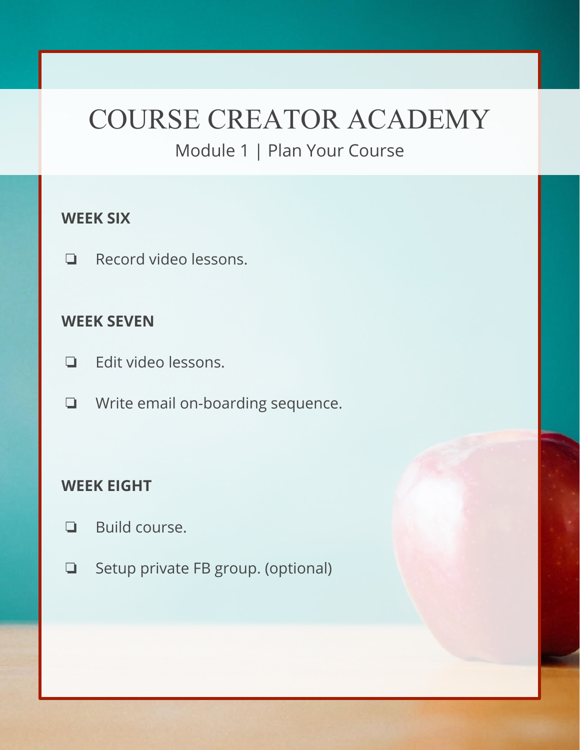# COURSE CREATOR ACADEMY

Module 1 | Plan Your Course

**WEEK SIX**

- ❏ Record video lessons.

**WEEK SEVEN**

- ❏ Edit video lessons.
- ❏ Write email on-boarding sequence.

**WEEK EIGHT**

- ❏ Build course.
- ❏ Setup private FB group. (optional)